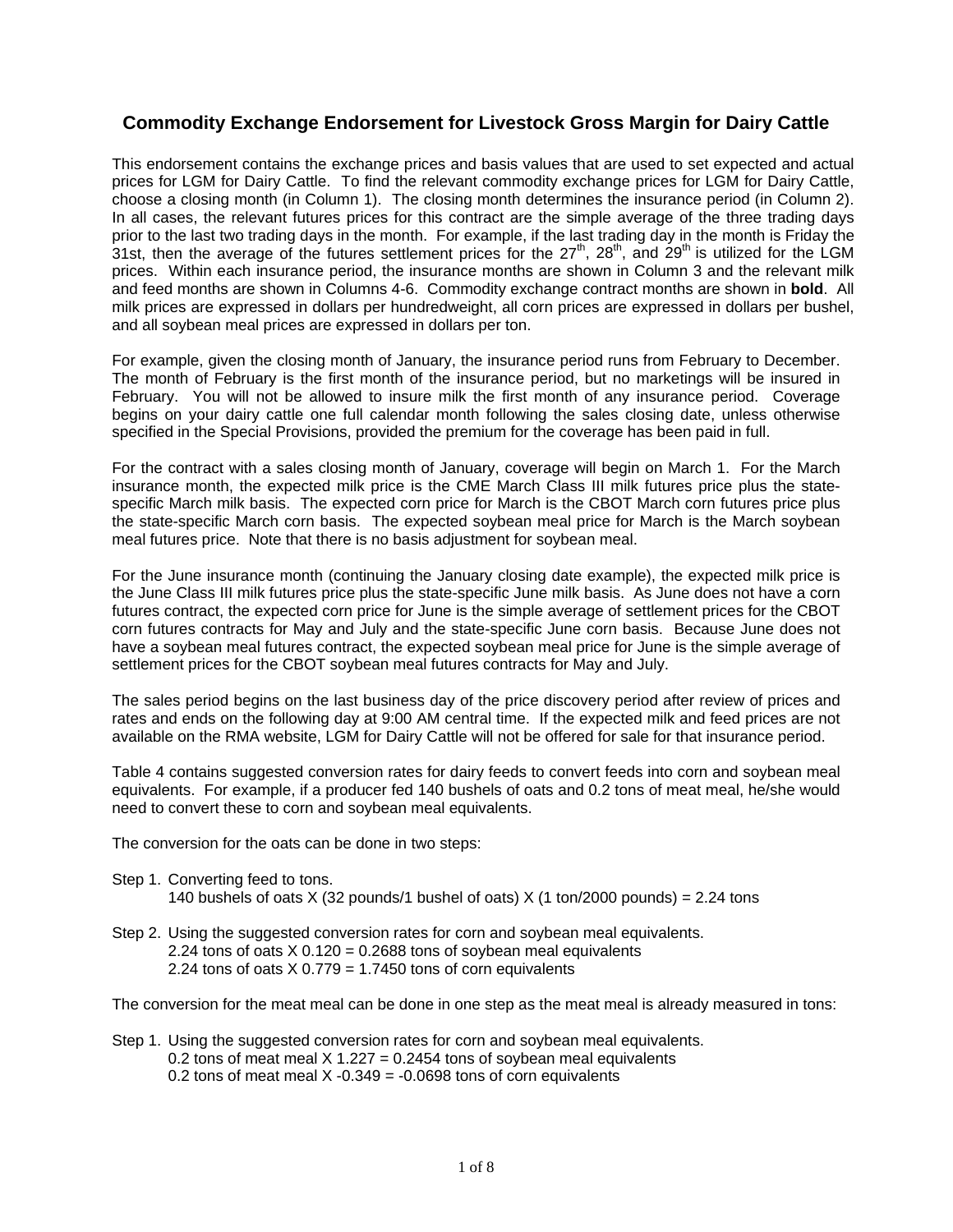## Commodity Exchange Endorsement for Livestock Gross Margin for Dairy Cattle

This endorsement contains the exchange prices and basis values that are used to set expected and actual prices for LGM for Dairy Cattle. To find the relevant commodity exchange prices for LGM for Dairy Cattle, choose a closing month (in Column 1). The closing month determines the insurance period (in Column 2). In all cases, the relevant futures prices for this contract are the simple average of the three trading days prior to the last two trading days in the month. For example, if the last trading day in the month is Friday the 31st, then the average of the futures settlement prices for the 27th, 28th, and 29th is utilized for the LGM prices. Within each insurance period, the insurance months are shown in Column 3 and the relevant milk and feed months are shown in Columns 4-6. Commodity exchange contract months are shown in **bold**. All milk prices are expressed in dollars per hundredweight, all corn prices are expressed in dollars per bushel, and all soybean meal prices are expressed in dollars per ton.

For example, given the closing month of January, the insurance period runs from February to December. The month of February is the first month of the insurance period, but no marketings will be insured in February. You will not be allowed to insure milk the first month of any insurance period. Coverage begins on your dairy cattle one full calendar month following the sales closing date, unless otherwise specified in the Special Provisions, provided the premium for the coverage has been paid in full.

For the contract with a sales closing month of January, coverage will begin on March 1. For the March insurance month, the expected milk price is the CME March Class III milk futures price plus the state-specific March milk basis. The expected corn price for March is the CBOT March corn futures price plus the state-specific March corn basis. The expected soybean meal price for March is the March soybean meal futures price. Note that there is no basis adjustment for soybean meal.

For the June insurance month (continuing the January closing date example), the expected milk price is the June Class III milk futures price plus the state-specific June milk basis. As June does not have a corn futures contract, the expected corn price for June is the simple average of settlement prices for the CBOT corn futures contracts for May and July and the state-specific June corn basis. Because June does not have a soybean meal futures contract, the expected soybean meal price for June is the simple average of settlement prices for the CBOT soybean meal futures contracts for May and July.

The sales period begins on the last business day of the price discovery period after review of prices and rates and ends on the following day at 9:00 AM central time. If the expected milk and feed prices are not available on the RMA website, LGM for Dairy Cattle will not be offered for sale for that insurance period.

Table 4 contains suggested conversion rates for dairy feeds to convert feeds into corn and soybean meal equivalents. For example, if a producer fed 140 bushels of oats and 0.2 tons of meat meal, he/she would need to convert these to corn and soybean meal equivalents.

The conversion for the oats can be done in two steps:

Step 1. Converting feed to tons.
140 bushels of oats X (32 pounds/1 bushel of oats) X (1 ton/2000 pounds) = 2.24 tons

Step 2. Using the suggested conversion rates for corn and soybean meal equivalents.
2.24 tons of oats X 0.120 = 0.2688 tons of soybean meal equivalents
2.24 tons of oats X 0.779 = 1.7450 tons of corn equivalents

The conversion for the meat meal can be done in one step as the meat meal is already measured in tons:

Step 1. Using the suggested conversion rates for corn and soybean meal equivalents.
0.2 tons of meat meal X 1.227 = 0.2454 tons of soybean meal equivalents
0.2 tons of meat meal X -0.349 = -0.0698 tons of corn equivalents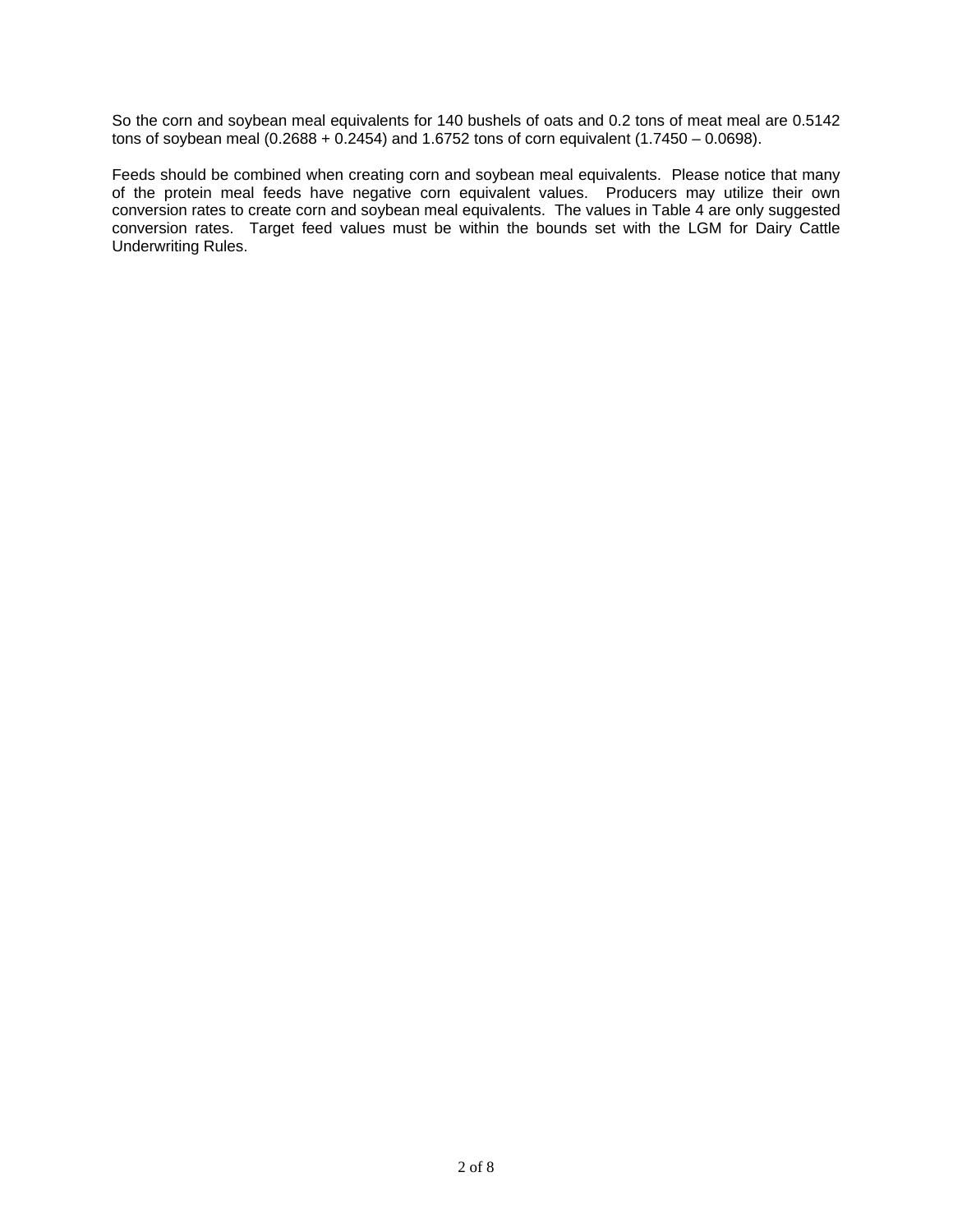So the corn and soybean meal equivalents for 140 bushels of oats and 0.2 tons of meat meal are 0.5142 tons of soybean meal (0.2688 + 0.2454) and 1.6752 tons of corn equivalent (1.7450 – 0.0698).

Feeds should be combined when creating corn and soybean meal equivalents. Please notice that many of the protein meal feeds have negative corn equivalent values. Producers may utilize their own conversion rates to create corn and soybean meal equivalents. The values in Table 4 are only suggested conversion rates. Target feed values must be within the bounds set with the LGM for Dairy Cattle Underwriting Rules.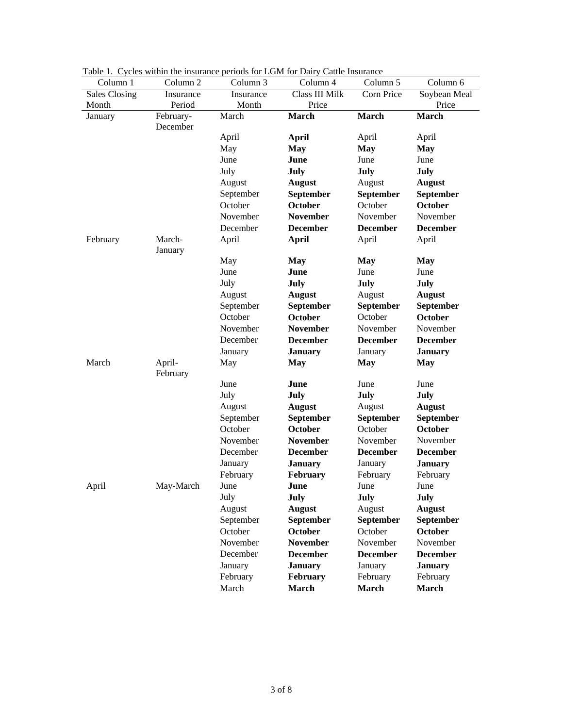Table 1. Cycles within the insurance periods for LGM for Dairy Cattle Insurance

| Column 1 | Column 2 | Column 3 | Column 4 | Column 5 | Column 6 |
|---|---|---|---|---|---|
| Sales Closing Month | Insurance Period | Insurance Month | Class III Milk Price | Corn Price | Soybean Meal Price |
| January | February-December | March | **March** | **March** | **March** |
| | | April | **April** | April | April |
| | | May | **May** | **May** | **May** |
| | | June | **June** | June | June |
| | | July | **July** | **July** | **July** |
| | | August | **August** | August | **August** |
| | | September | **September** | **September** | **September** |
| | | October | **October** | October | **October** |
| | | November | **November** | November | November |
| | | December | **December** | **December** | **December** |
| February | March-January | April | **April** | April | April |
| | | May | **May** | **May** | **May** |
| | | June | **June** | June | June |
| | | July | **July** | **July** | **July** |
| | | August | **August** | August | **August** |
| | | September | **September** | **September** | **September** |
| | | October | **October** | October | **October** |
| | | November | **November** | November | November |
| | | December | **December** | **December** | **December** |
| | | January | **January** | January | **January** |
| March | April-February | May | **May** | **May** | **May** |
| | | June | **June** | June | June |
| | | July | **July** | **July** | **July** |
| | | August | **August** | August | **August** |
| | | September | **September** | **September** | **September** |
| | | October | **October** | October | **October** |
| | | November | **November** | November | November |
| | | December | **December** | **December** | **December** |
| | | January | **January** | January | **January** |
| | | February | **February** | February | February |
| April | May-March | June | **June** | June | June |
| | | July | **July** | **July** | **July** |
| | | August | **August** | August | **August** |
| | | September | **September** | **September** | **September** |
| | | October | **October** | October | **October** |
| | | November | **November** | November | November |
| | | December | **December** | **December** | **December** |
| | | January | **January** | January | **January** |
| | | February | **February** | February | February |
| | | March | **March** | **March** | **March** |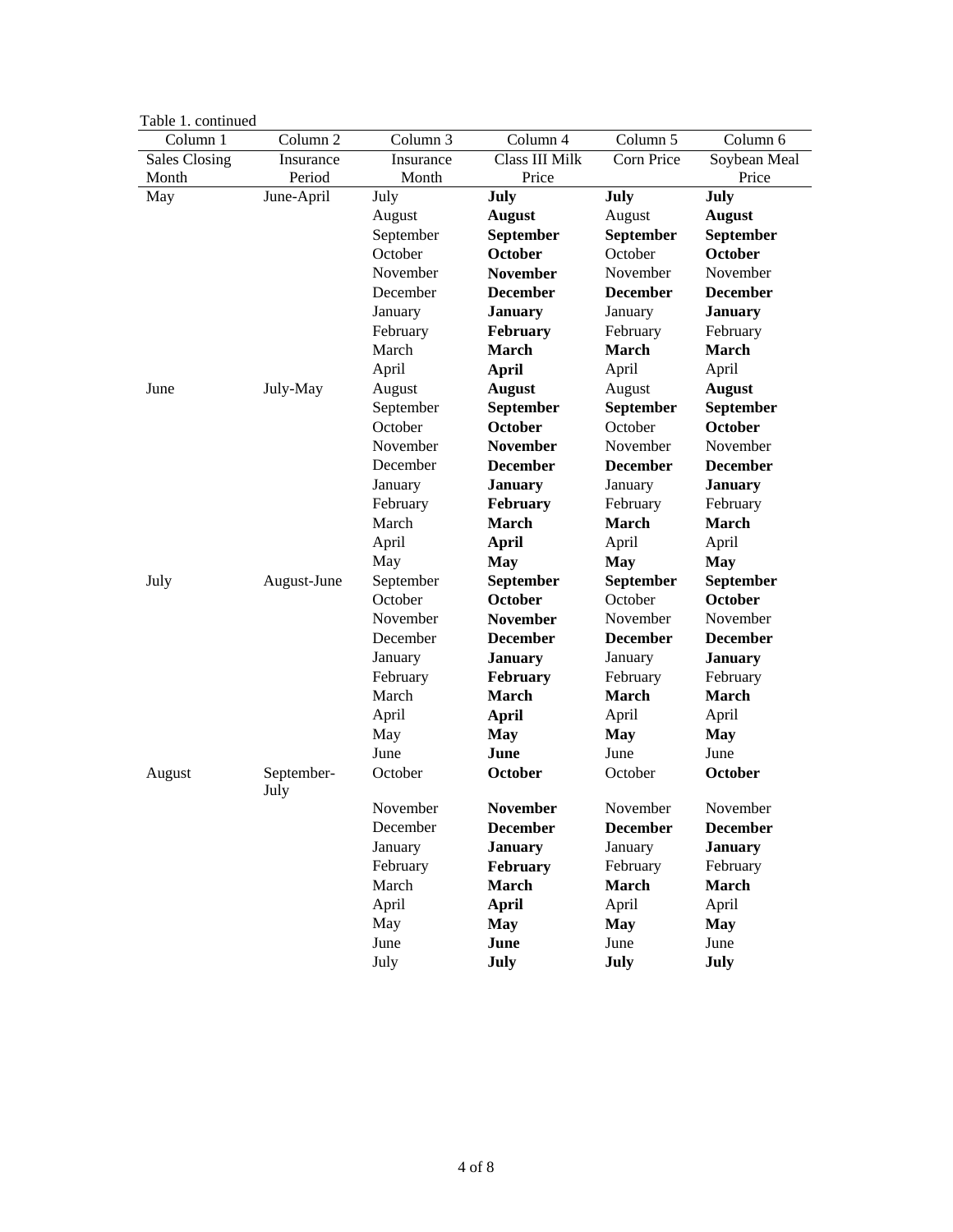Table 1. continued

| Column 1 | Column 2 | Column 3 | Column 4 | Column 5 | Column 6 |
|---|---|---|---|---|---|
| Sales Closing Month | Insurance Period | Insurance Month | Class III Milk Price | Corn Price | Soybean Meal Price |
| May | June-April | July | **July** | **July** | **July** |
| | | August | **August** | August | **August** |
| | | September | **September** | **September** | **September** |
| | | October | **October** | October | **October** |
| | | November | **November** | November | November |
| | | December | **December** | **December** | **December** |
| | | January | **January** | January | **January** |
| | | February | **February** | February | February |
| | | March | **March** | **March** | **March** |
| | | April | **April** | April | April |
| June | July-May | August | **August** | August | **August** |
| | | September | **September** | **September** | **September** |
| | | October | **October** | October | **October** |
| | | November | **November** | November | November |
| | | December | **December** | **December** | **December** |
| | | January | **January** | January | **January** |
| | | February | **February** | February | February |
| | | March | **March** | **March** | **March** |
| | | April | **April** | April | April |
| | | May | **May** | **May** | **May** |
| July | August-June | September | **September** | **September** | **September** |
| | | October | **October** | October | **October** |
| | | November | **November** | November | November |
| | | December | **December** | **December** | **December** |
| | | January | **January** | January | **January** |
| | | February | **February** | February | February |
| | | March | **March** | **March** | **March** |
| | | April | **April** | April | April |
| | | May | **May** | **May** | **May** |
| | | June | **June** | June | June |
| August | September-July | October | **October** | October | **October** |
| | | November | **November** | November | November |
| | | December | **December** | **December** | **December** |
| | | January | **January** | January | **January** |
| | | February | **February** | February | February |
| | | March | **March** | **March** | **March** |
| | | April | **April** | April | April |
| | | May | **May** | **May** | **May** |
| | | June | **June** | June | June |
| | | July | **July** | **July** | **July** |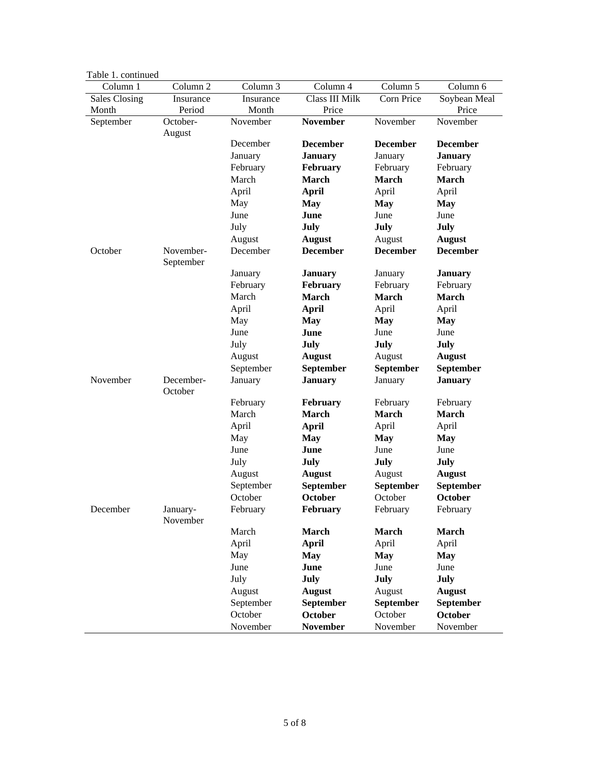Table 1. continued

| Column 1 | Column 2 | Column 3 | Column 4 | Column 5 | Column 6 |
|---|---|---|---|---|---|
| Sales Closing Month | Insurance Period | Insurance Month | Class III Milk Price | Corn Price | Soybean Meal Price |
| September | October-August | November | **November** | November | November |
| | | December | **December** | **December** | **December** |
| | | January | **January** | January | **January** |
| | | February | **February** | February | February |
| | | March | **March** | **March** | **March** |
| | | April | **April** | April | April |
| | | May | **May** | **May** | **May** |
| | | June | **June** | June | June |
| | | July | **July** | **July** | **July** |
| | | August | **August** | August | **August** |
| October | November-September | December | **December** | **December** | **December** |
| | | January | **January** | January | **January** |
| | | February | **February** | February | February |
| | | March | **March** | **March** | **March** |
| | | April | **April** | April | April |
| | | May | **May** | **May** | **May** |
| | | June | **June** | June | June |
| | | July | **July** | **July** | **July** |
| | | August | **August** | August | **August** |
| | | September | **September** | **September** | **September** |
| November | December-October | January | **January** | January | **January** |
| | | February | **February** | February | February |
| | | March | **March** | **March** | **March** |
| | | April | **April** | April | April |
| | | May | **May** | **May** | **May** |
| | | June | **June** | June | June |
| | | July | **July** | **July** | **July** |
| | | August | **August** | August | **August** |
| | | September | **September** | **September** | **September** |
| | | October | **October** | October | **October** |
| December | January-November | February | **February** | February | February |
| | | March | **March** | **March** | **March** |
| | | April | **April** | April | April |
| | | May | **May** | **May** | **May** |
| | | June | **June** | June | June |
| | | July | **July** | **July** | **July** |
| | | August | **August** | August | **August** |
| | | September | **September** | **September** | **September** |
| | | October | **October** | October | **October** |
| | | November | **November** | November | November |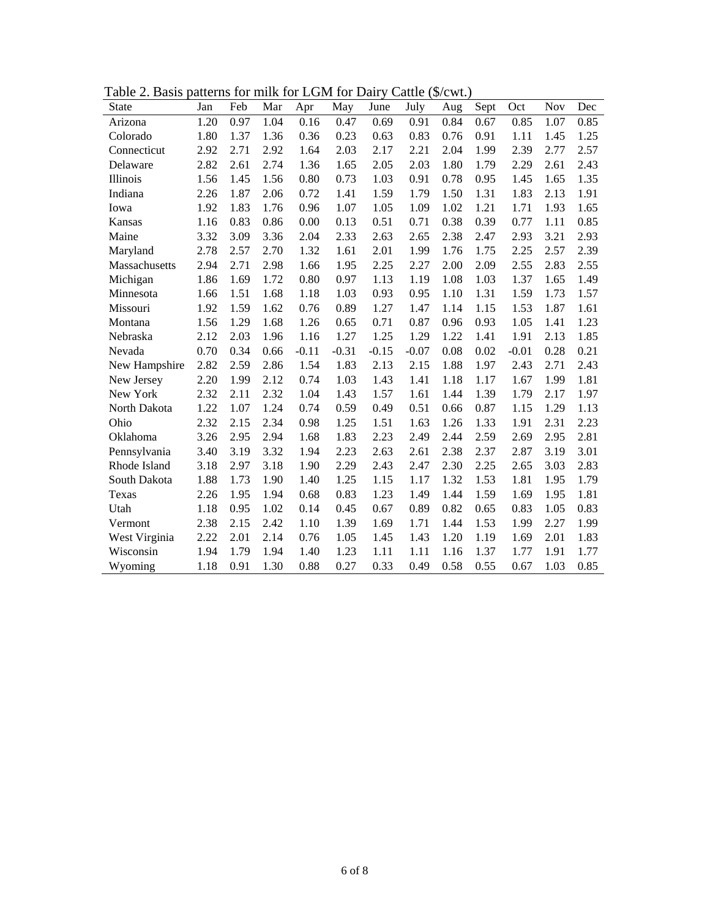Table 2. Basis patterns for milk for LGM for Dairy Cattle ($/cwt.)

| State | Jan | Feb | Mar | Apr | May | June | July | Aug | Sept | Oct | Nov | Dec |
|---|---|---|---|---|---|---|---|---|---|---|---|---|
| Arizona | 1.20 | 0.97 | 1.04 | 0.16 | 0.47 | 0.69 | 0.91 | 0.84 | 0.67 | 0.85 | 1.07 | 0.85 |
| Colorado | 1.80 | 1.37 | 1.36 | 0.36 | 0.23 | 0.63 | 0.83 | 0.76 | 0.91 | 1.11 | 1.45 | 1.25 |
| Connecticut | 2.92 | 2.71 | 2.92 | 1.64 | 2.03 | 2.17 | 2.21 | 2.04 | 1.99 | 2.39 | 2.77 | 2.57 |
| Delaware | 2.82 | 2.61 | 2.74 | 1.36 | 1.65 | 2.05 | 2.03 | 1.80 | 1.79 | 2.29 | 2.61 | 2.43 |
| Illinois | 1.56 | 1.45 | 1.56 | 0.80 | 0.73 | 1.03 | 0.91 | 0.78 | 0.95 | 1.45 | 1.65 | 1.35 |
| Indiana | 2.26 | 1.87 | 2.06 | 0.72 | 1.41 | 1.59 | 1.79 | 1.50 | 1.31 | 1.83 | 2.13 | 1.91 |
| Iowa | 1.92 | 1.83 | 1.76 | 0.96 | 1.07 | 1.05 | 1.09 | 1.02 | 1.21 | 1.71 | 1.93 | 1.65 |
| Kansas | 1.16 | 0.83 | 0.86 | 0.00 | 0.13 | 0.51 | 0.71 | 0.38 | 0.39 | 0.77 | 1.11 | 0.85 |
| Maine | 3.32 | 3.09 | 3.36 | 2.04 | 2.33 | 2.63 | 2.65 | 2.38 | 2.47 | 2.93 | 3.21 | 2.93 |
| Maryland | 2.78 | 2.57 | 2.70 | 1.32 | 1.61 | 2.01 | 1.99 | 1.76 | 1.75 | 2.25 | 2.57 | 2.39 |
| Massachusetts | 2.94 | 2.71 | 2.98 | 1.66 | 1.95 | 2.25 | 2.27 | 2.00 | 2.09 | 2.55 | 2.83 | 2.55 |
| Michigan | 1.86 | 1.69 | 1.72 | 0.80 | 0.97 | 1.13 | 1.19 | 1.08 | 1.03 | 1.37 | 1.65 | 1.49 |
| Minnesota | 1.66 | 1.51 | 1.68 | 1.18 | 1.03 | 0.93 | 0.95 | 1.10 | 1.31 | 1.59 | 1.73 | 1.57 |
| Missouri | 1.92 | 1.59 | 1.62 | 0.76 | 0.89 | 1.27 | 1.47 | 1.14 | 1.15 | 1.53 | 1.87 | 1.61 |
| Montana | 1.56 | 1.29 | 1.68 | 1.26 | 0.65 | 0.71 | 0.87 | 0.96 | 0.93 | 1.05 | 1.41 | 1.23 |
| Nebraska | 2.12 | 2.03 | 1.96 | 1.16 | 1.27 | 1.25 | 1.29 | 1.22 | 1.41 | 1.91 | 2.13 | 1.85 |
| Nevada | 0.70 | 0.34 | 0.66 | -0.11 | -0.31 | -0.15 | -0.07 | 0.08 | 0.02 | -0.01 | 0.28 | 0.21 |
| New Hampshire | 2.82 | 2.59 | 2.86 | 1.54 | 1.83 | 2.13 | 2.15 | 1.88 | 1.97 | 2.43 | 2.71 | 2.43 |
| New Jersey | 2.20 | 1.99 | 2.12 | 0.74 | 1.03 | 1.43 | 1.41 | 1.18 | 1.17 | 1.67 | 1.99 | 1.81 |
| New York | 2.32 | 2.11 | 2.32 | 1.04 | 1.43 | 1.57 | 1.61 | 1.44 | 1.39 | 1.79 | 2.17 | 1.97 |
| North Dakota | 1.22 | 1.07 | 1.24 | 0.74 | 0.59 | 0.49 | 0.51 | 0.66 | 0.87 | 1.15 | 1.29 | 1.13 |
| Ohio | 2.32 | 2.15 | 2.34 | 0.98 | 1.25 | 1.51 | 1.63 | 1.26 | 1.33 | 1.91 | 2.31 | 2.23 |
| Oklahoma | 3.26 | 2.95 | 2.94 | 1.68 | 1.83 | 2.23 | 2.49 | 2.44 | 2.59 | 2.69 | 2.95 | 2.81 |
| Pennsylvania | 3.40 | 3.19 | 3.32 | 1.94 | 2.23 | 2.63 | 2.61 | 2.38 | 2.37 | 2.87 | 3.19 | 3.01 |
| Rhode Island | 3.18 | 2.97 | 3.18 | 1.90 | 2.29 | 2.43 | 2.47 | 2.30 | 2.25 | 2.65 | 3.03 | 2.83 |
| South Dakota | 1.88 | 1.73 | 1.90 | 1.40 | 1.25 | 1.15 | 1.17 | 1.32 | 1.53 | 1.81 | 1.95 | 1.79 |
| Texas | 2.26 | 1.95 | 1.94 | 0.68 | 0.83 | 1.23 | 1.49 | 1.44 | 1.59 | 1.69 | 1.95 | 1.81 |
| Utah | 1.18 | 0.95 | 1.02 | 0.14 | 0.45 | 0.67 | 0.89 | 0.82 | 0.65 | 0.83 | 1.05 | 0.83 |
| Vermont | 2.38 | 2.15 | 2.42 | 1.10 | 1.39 | 1.69 | 1.71 | 1.44 | 1.53 | 1.99 | 2.27 | 1.99 |
| West Virginia | 2.22 | 2.01 | 2.14 | 0.76 | 1.05 | 1.45 | 1.43 | 1.20 | 1.19 | 1.69 | 2.01 | 1.83 |
| Wisconsin | 1.94 | 1.79 | 1.94 | 1.40 | 1.23 | 1.11 | 1.11 | 1.16 | 1.37 | 1.77 | 1.91 | 1.77 |
| Wyoming | 1.18 | 0.91 | 1.30 | 0.88 | 0.27 | 0.33 | 0.49 | 0.58 | 0.55 | 0.67 | 1.03 | 0.85 |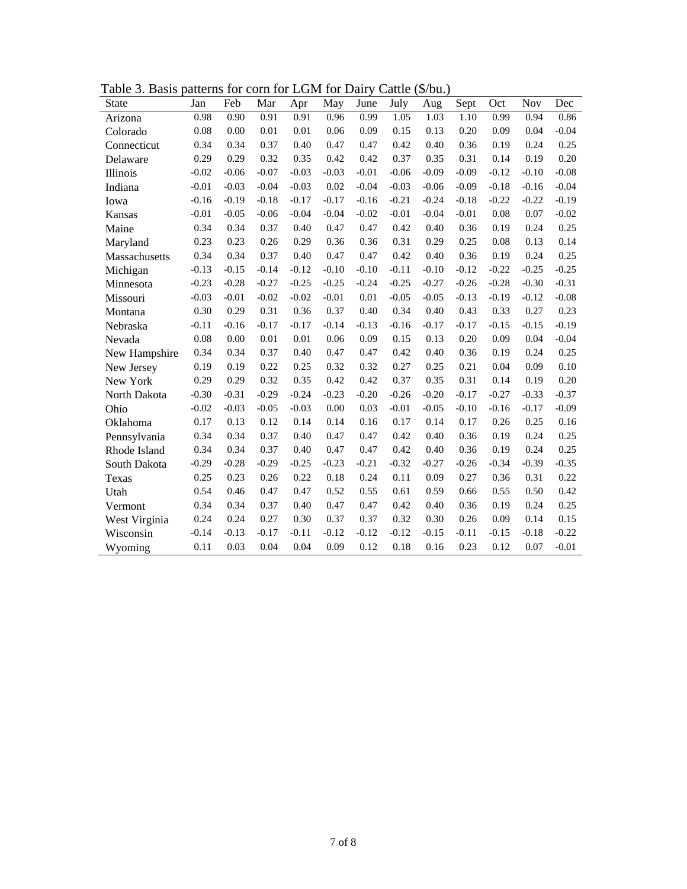Table 3. Basis patterns for corn for LGM for Dairy Cattle ($/bu.)

| State | Jan | Feb | Mar | Apr | May | June | July | Aug | Sept | Oct | Nov | Dec |
|---|---|---|---|---|---|---|---|---|---|---|---|---|
| Arizona | 0.98 | 0.90 | 0.91 | 0.91 | 0.96 | 0.99 | 1.05 | 1.03 | 1.10 | 0.99 | 0.94 | 0.86 |
| Colorado | 0.08 | 0.00 | 0.01 | 0.01 | 0.06 | 0.09 | 0.15 | 0.13 | 0.20 | 0.09 | 0.04 | -0.04 |
| Connecticut | 0.34 | 0.34 | 0.37 | 0.40 | 0.47 | 0.47 | 0.42 | 0.40 | 0.36 | 0.19 | 0.24 | 0.25 |
| Delaware | 0.29 | 0.29 | 0.32 | 0.35 | 0.42 | 0.42 | 0.37 | 0.35 | 0.31 | 0.14 | 0.19 | 0.20 |
| Illinois | -0.02 | -0.06 | -0.07 | -0.03 | -0.03 | -0.01 | -0.06 | -0.09 | -0.09 | -0.12 | -0.10 | -0.08 |
| Indiana | -0.01 | -0.03 | -0.04 | -0.03 | 0.02 | -0.04 | -0.03 | -0.06 | -0.09 | -0.18 | -0.16 | -0.04 |
| Iowa | -0.16 | -0.19 | -0.18 | -0.17 | -0.17 | -0.16 | -0.21 | -0.24 | -0.18 | -0.22 | -0.22 | -0.19 |
| Kansas | -0.01 | -0.05 | -0.06 | -0.04 | -0.04 | -0.02 | -0.01 | -0.04 | -0.01 | 0.08 | 0.07 | -0.02 |
| Maine | 0.34 | 0.34 | 0.37 | 0.40 | 0.47 | 0.47 | 0.42 | 0.40 | 0.36 | 0.19 | 0.24 | 0.25 |
| Maryland | 0.23 | 0.23 | 0.26 | 0.29 | 0.36 | 0.36 | 0.31 | 0.29 | 0.25 | 0.08 | 0.13 | 0.14 |
| Massachusetts | 0.34 | 0.34 | 0.37 | 0.40 | 0.47 | 0.47 | 0.42 | 0.40 | 0.36 | 0.19 | 0.24 | 0.25 |
| Michigan | -0.13 | -0.15 | -0.14 | -0.12 | -0.10 | -0.10 | -0.11 | -0.10 | -0.12 | -0.22 | -0.25 | -0.25 |
| Minnesota | -0.23 | -0.28 | -0.27 | -0.25 | -0.25 | -0.24 | -0.25 | -0.27 | -0.26 | -0.28 | -0.30 | -0.31 |
| Missouri | -0.03 | -0.01 | -0.02 | -0.02 | -0.01 | 0.01 | -0.05 | -0.05 | -0.13 | -0.19 | -0.12 | -0.08 |
| Montana | 0.30 | 0.29 | 0.31 | 0.36 | 0.37 | 0.40 | 0.34 | 0.40 | 0.43 | 0.33 | 0.27 | 0.23 |
| Nebraska | -0.11 | -0.16 | -0.17 | -0.17 | -0.14 | -0.13 | -0.16 | -0.17 | -0.17 | -0.15 | -0.15 | -0.19 |
| Nevada | 0.08 | 0.00 | 0.01 | 0.01 | 0.06 | 0.09 | 0.15 | 0.13 | 0.20 | 0.09 | 0.04 | -0.04 |
| New Hampshire | 0.34 | 0.34 | 0.37 | 0.40 | 0.47 | 0.47 | 0.42 | 0.40 | 0.36 | 0.19 | 0.24 | 0.25 |
| New Jersey | 0.19 | 0.19 | 0.22 | 0.25 | 0.32 | 0.32 | 0.27 | 0.25 | 0.21 | 0.04 | 0.09 | 0.10 |
| New York | 0.29 | 0.29 | 0.32 | 0.35 | 0.42 | 0.42 | 0.37 | 0.35 | 0.31 | 0.14 | 0.19 | 0.20 |
| North Dakota | -0.30 | -0.31 | -0.29 | -0.24 | -0.23 | -0.20 | -0.26 | -0.20 | -0.17 | -0.27 | -0.33 | -0.37 |
| Ohio | -0.02 | -0.03 | -0.05 | -0.03 | 0.00 | 0.03 | -0.01 | -0.05 | -0.10 | -0.16 | -0.17 | -0.09 |
| Oklahoma | 0.17 | 0.13 | 0.12 | 0.14 | 0.14 | 0.16 | 0.17 | 0.14 | 0.17 | 0.26 | 0.25 | 0.16 |
| Pennsylvania | 0.34 | 0.34 | 0.37 | 0.40 | 0.47 | 0.47 | 0.42 | 0.40 | 0.36 | 0.19 | 0.24 | 0.25 |
| Rhode Island | 0.34 | 0.34 | 0.37 | 0.40 | 0.47 | 0.47 | 0.42 | 0.40 | 0.36 | 0.19 | 0.24 | 0.25 |
| South Dakota | -0.29 | -0.28 | -0.29 | -0.25 | -0.23 | -0.21 | -0.32 | -0.27 | -0.26 | -0.34 | -0.39 | -0.35 |
| Texas | 0.25 | 0.23 | 0.26 | 0.22 | 0.18 | 0.24 | 0.11 | 0.09 | 0.27 | 0.36 | 0.31 | 0.22 |
| Utah | 0.54 | 0.46 | 0.47 | 0.47 | 0.52 | 0.55 | 0.61 | 0.59 | 0.66 | 0.55 | 0.50 | 0.42 |
| Vermont | 0.34 | 0.34 | 0.37 | 0.40 | 0.47 | 0.47 | 0.42 | 0.40 | 0.36 | 0.19 | 0.24 | 0.25 |
| West Virginia | 0.24 | 0.24 | 0.27 | 0.30 | 0.37 | 0.37 | 0.32 | 0.30 | 0.26 | 0.09 | 0.14 | 0.15 |
| Wisconsin | -0.14 | -0.13 | -0.17 | -0.11 | -0.12 | -0.12 | -0.12 | -0.15 | -0.11 | -0.15 | -0.18 | -0.22 |
| Wyoming | 0.11 | 0.03 | 0.04 | 0.04 | 0.09 | 0.12 | 0.18 | 0.16 | 0.23 | 0.12 | 0.07 | -0.01 |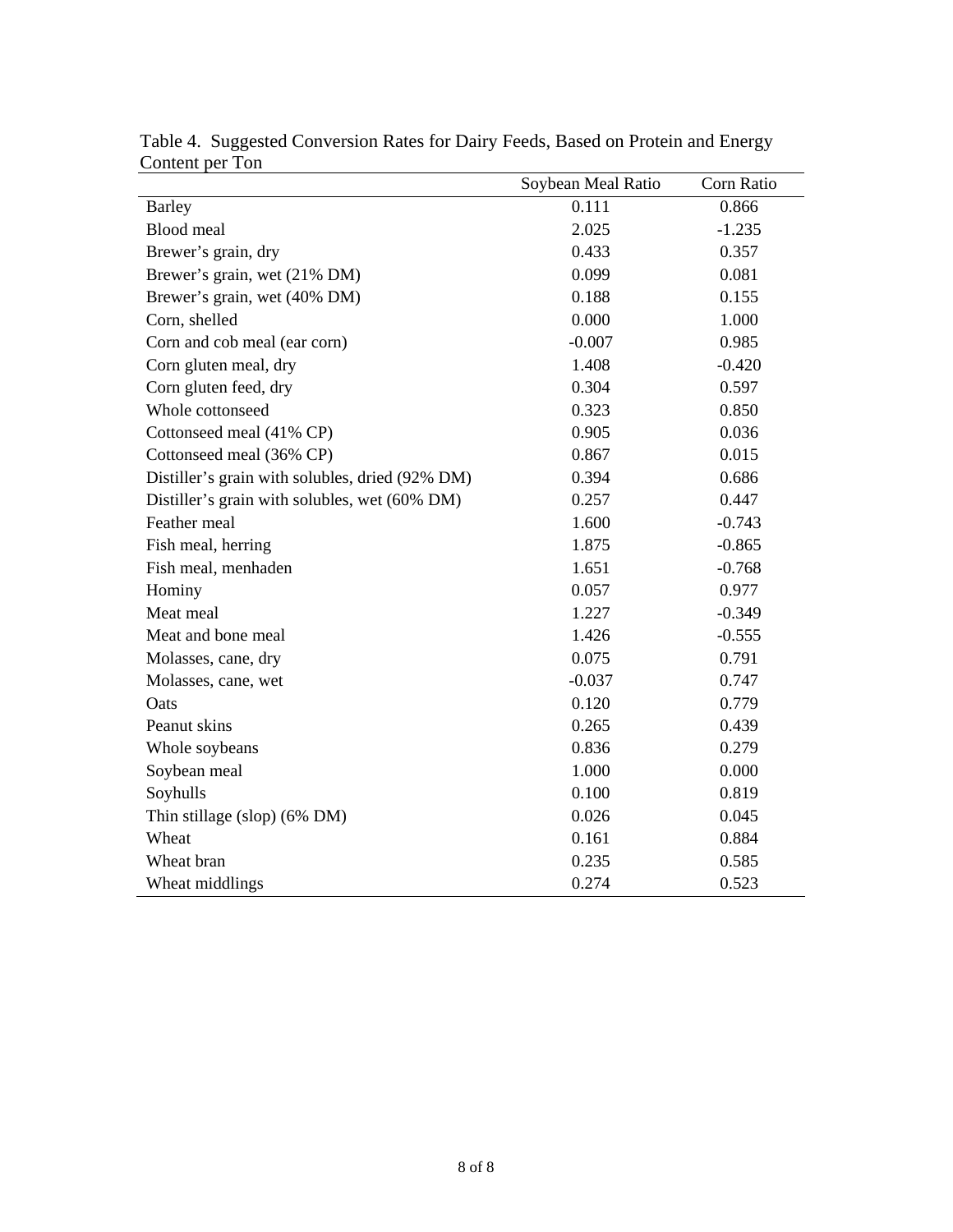Table 4. Suggested Conversion Rates for Dairy Feeds, Based on Protein and Energy Content per Ton

| | Soybean Meal Ratio | Corn Ratio |
|---|---|---|
| Barley | 0.111 | 0.866 |
| Blood meal | 2.025 | -1.235 |
| Brewer's grain, dry | 0.433 | 0.357 |
| Brewer's grain, wet (21% DM) | 0.099 | 0.081 |
| Brewer's grain, wet (40% DM) | 0.188 | 0.155 |
| Corn, shelled | 0.000 | 1.000 |
| Corn and cob meal (ear corn) | -0.007 | 0.985 |
| Corn gluten meal, dry | 1.408 | -0.420 |
| Corn gluten feed, dry | 0.304 | 0.597 |
| Whole cottonseed | 0.323 | 0.850 |
| Cottonseed meal (41% CP) | 0.905 | 0.036 |
| Cottonseed meal (36% CP) | 0.867 | 0.015 |
| Distiller's grain with solubles, dried (92% DM) | 0.394 | 0.686 |
| Distiller's grain with solubles, wet (60% DM) | 0.257 | 0.447 |
| Feather meal | 1.600 | -0.743 |
| Fish meal, herring | 1.875 | -0.865 |
| Fish meal, menhaden | 1.651 | -0.768 |
| Hominy | 0.057 | 0.977 |
| Meat meal | 1.227 | -0.349 |
| Meat and bone meal | 1.426 | -0.555 |
| Molasses, cane, dry | 0.075 | 0.791 |
| Molasses, cane, wet | -0.037 | 0.747 |
| Oats | 0.120 | 0.779 |
| Peanut skins | 0.265 | 0.439 |
| Whole soybeans | 0.836 | 0.279 |
| Soybean meal | 1.000 | 0.000 |
| Soyhulls | 0.100 | 0.819 |
| Thin stillage (slop) (6% DM) | 0.026 | 0.045 |
| Wheat | 0.161 | 0.884 |
| Wheat bran | 0.235 | 0.585 |
| Wheat middlings | 0.274 | 0.523 |